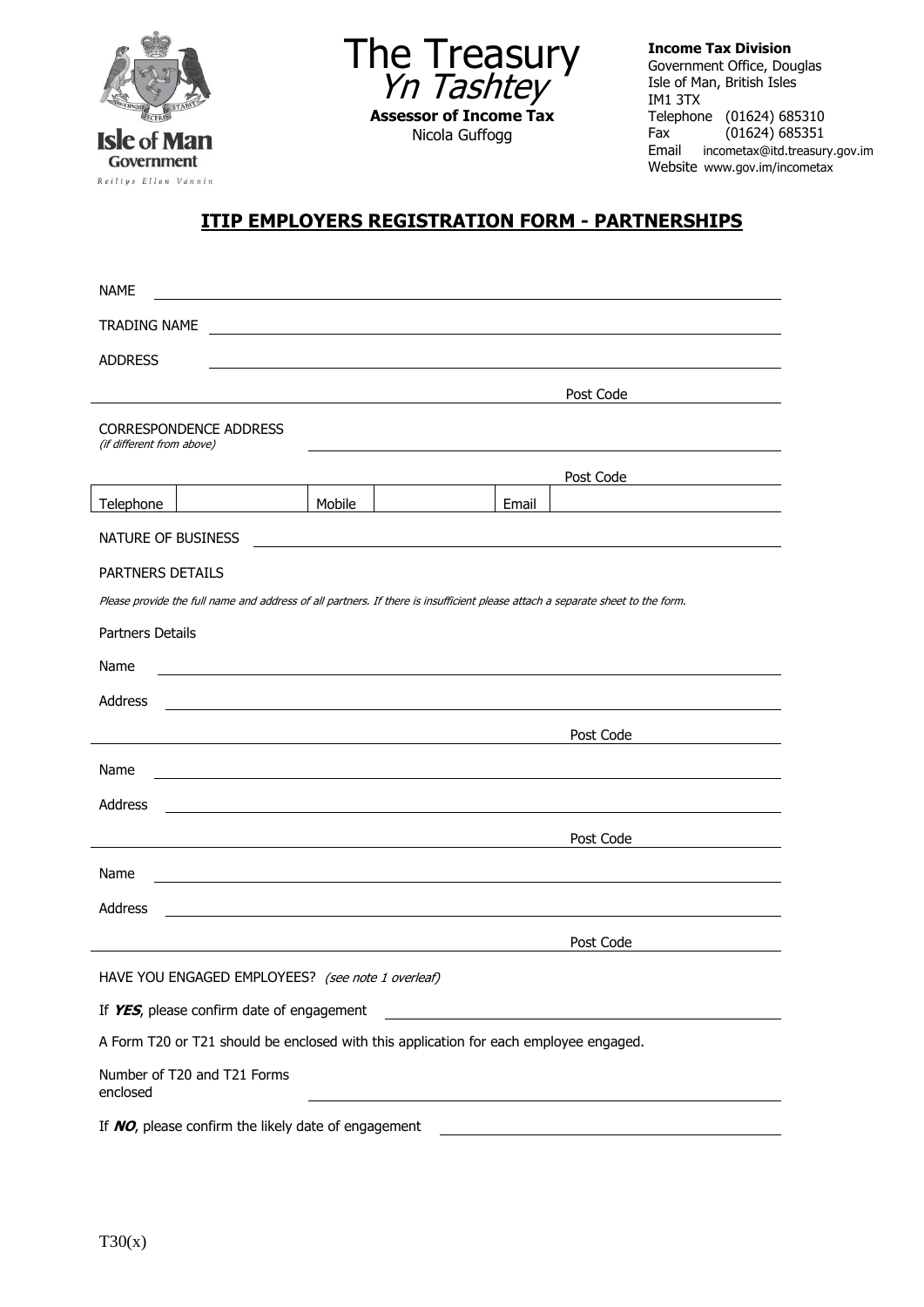The Treasury
*Yn Tashtey*
**Assessor of Income Tax**
Nicola Guffogg

**Income Tax Division**
Government Office, Douglas
Isle of Man, British Isles
IM1 3TX
Telephone (01624) 685310
Fax (01624) 685351
Email incometax@itd.treasury.gov.im
Website www.gov.im/incometax

## ITIP EMPLOYERS REGISTRATION FORM - PARTNERSHIPS

NAME ______________________________

TRADING NAME ______________________________

ADDRESS ______________________________

______________________________ Post Code ____________

CORRESPONDENCE ADDRESS
*(if different from above)* ______________________________

______________________________ Post Code ____________

| Telephone | | Mobile | | Email | |
|---|---|---|---|---|---|

NATURE OF BUSINESS ______________________________

PARTNERS DETAILS

*Please provide the full name and address of all partners. If there is insufficient please attach a separate sheet to the form.*

Partners Details

Name ______________________________

Address ______________________________

______________________________ Post Code ____________

Name ______________________________

Address ______________________________

______________________________ Post Code ____________

Name ______________________________

Address ______________________________

______________________________ Post Code ____________

HAVE YOU ENGAGED EMPLOYEES? *(see note 1 overleaf)*

If ***YES***, please confirm date of engagement ______________________________

A Form T20 or T21 should be enclosed with this application for each employee engaged.

Number of T20 and T21 Forms enclosed ______________________________

If ***NO***, please confirm the likely date of engagement ______________________________

T30(x)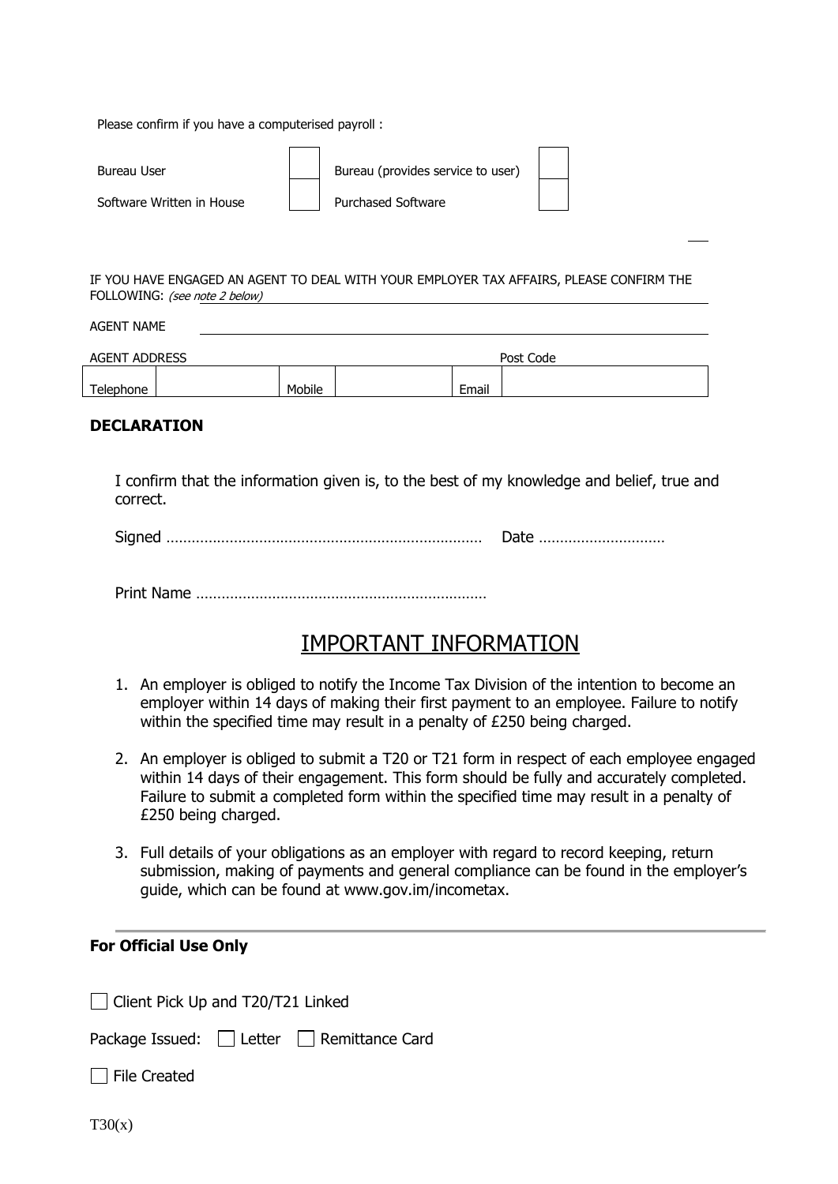Please confirm if you have a computerised payroll :

| | | | |
|---|---|---|---|
| Bureau User | | Bureau (provides service to user) | |
| Software Written in House | | Purchased Software | |

IF YOU HAVE ENGAGED AN AGENT TO DEAL WITH YOUR EMPLOYER TAX AFFAIRS, PLEASE CONFIRM THE FOLLOWING: *(see note 2 below)*

AGENT NAME

AGENT ADDRESS Post Code

| | | | | | |
|---|---|---|---|---|---|
| Telephone | | Mobile | | Email | |

**DECLARATION**

I confirm that the information given is, to the best of my knowledge and belief, true and correct.

Signed ………………………………………………………………… Date …………………………

Print Name ……………………………………………………………

# IMPORTANT INFORMATION

1. An employer is obliged to notify the Income Tax Division of the intention to become an employer within 14 days of making their first payment to an employee. Failure to notify within the specified time may result in a penalty of £250 being charged.

2. An employer is obliged to submit a T20 or T21 form in respect of each employee engaged within 14 days of their engagement. This form should be fully and accurately completed. Failure to submit a completed form within the specified time may result in a penalty of £250 being charged.

3. Full details of your obligations as an employer with regard to record keeping, return submission, making of payments and general compliance can be found in the employer's guide, which can be found at www.gov.im/incometax.

**For Official Use Only**

☐ Client Pick Up and T20/T21 Linked

Package Issued: ☐ Letter ☐ Remittance Card

☐ File Created

T30(x)